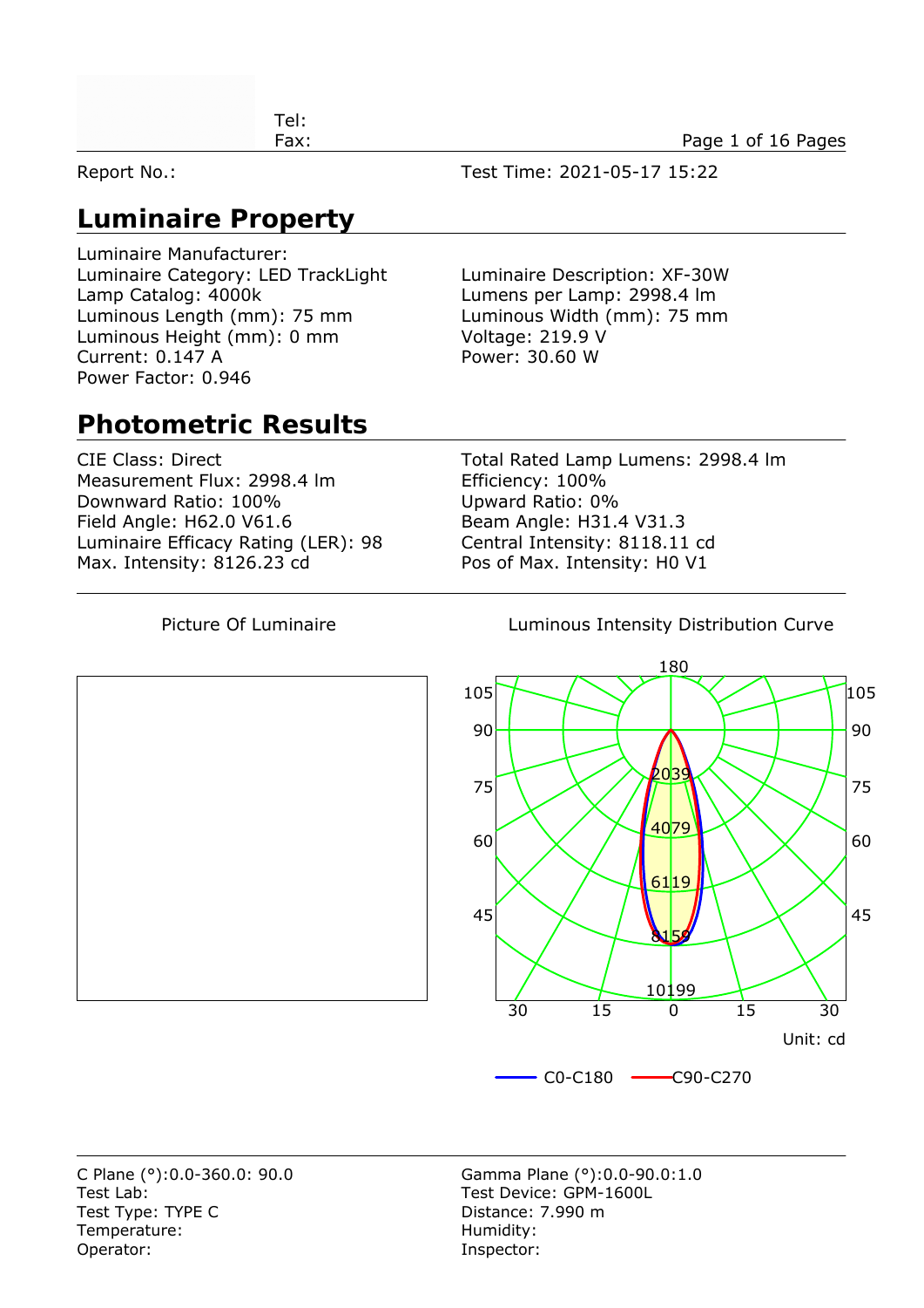Tel:
Fax:

Report No.:

Test Time: 2021-05-17 15:22

## Luminaire Property

Luminaire Manufacturer:
Luminaire Category: LED TrackLight
Lamp Catalog: 4000k
Luminous Length (mm): 75 mm
Luminous Height (mm): 0 mm
Current: 0.147 A
Power Factor: 0.946

Luminaire Description: XF-30W
Lumens per Lamp: 2998.4 lm
Luminous Width (mm): 75 mm
Voltage: 219.9 V
Power: 30.60 W

## Photometric Results

CIE Class: Direct
Measurement Flux: 2998.4 lm
Downward Ratio: 100%
Field Angle: H62.0 V61.6
Luminaire Efficacy Rating (LER): 98
Max. Intensity: 8126.23 cd

Total Rated Lamp Lumens: 2998.4 lm
Efficiency: 100%
Upward Ratio: 0%
Beam Angle: H31.4 V31.3
Central Intensity: 8118.11 cd
Pos of Max. Intensity: H0 V1

Picture Of Luminaire

Luminous Intensity Distribution Curve

Unit: cd

C0-C180    C90-C270

C Plane (°):0.0-360.0: 90.0
Test Lab:
Test Type: TYPE C
Temperature:
Operator:

Gamma Plane (°):0.0-90.0:1.0
Test Device: GPM-1600L
Distance: 7.990 m
Humidity:
Inspector: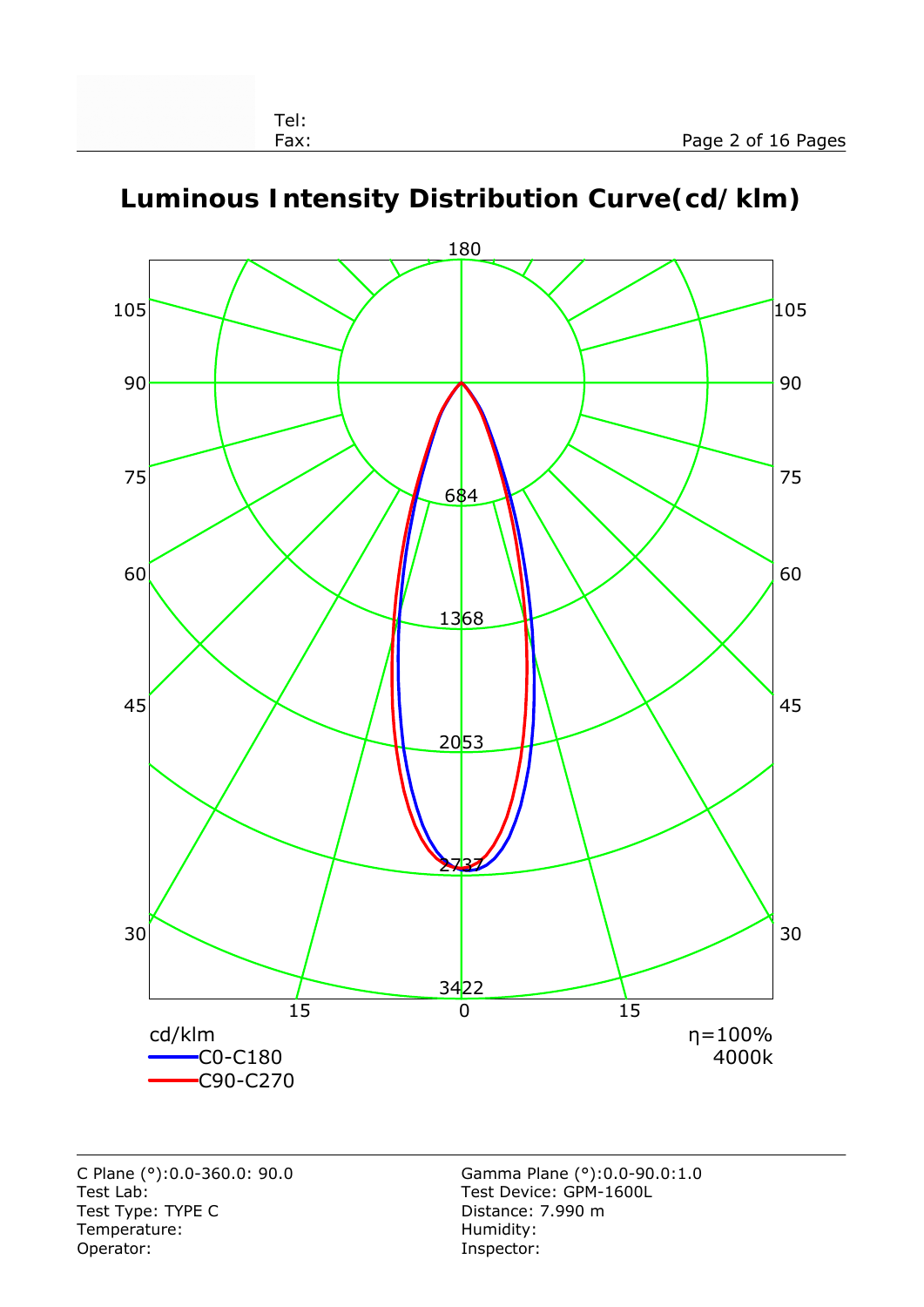Tel:
Fax:

# Luminous Intensity Distribution Curve(cd/klm)

180

105 105

90 90

75 75

60 60

45 45

30 30

684

1368

2053

2737

3422

15 0 15

cd/klm

C0-C180

C90-C270

η=100%

4000k

C Plane (°):0.0-360.0: 90.0
Test Lab:
Test Type: TYPE C
Temperature:
Operator:

Gamma Plane (°):0.0-90.0:1.0
Test Device: GPM-1600L
Distance: 7.990 m
Humidity:
Inspector: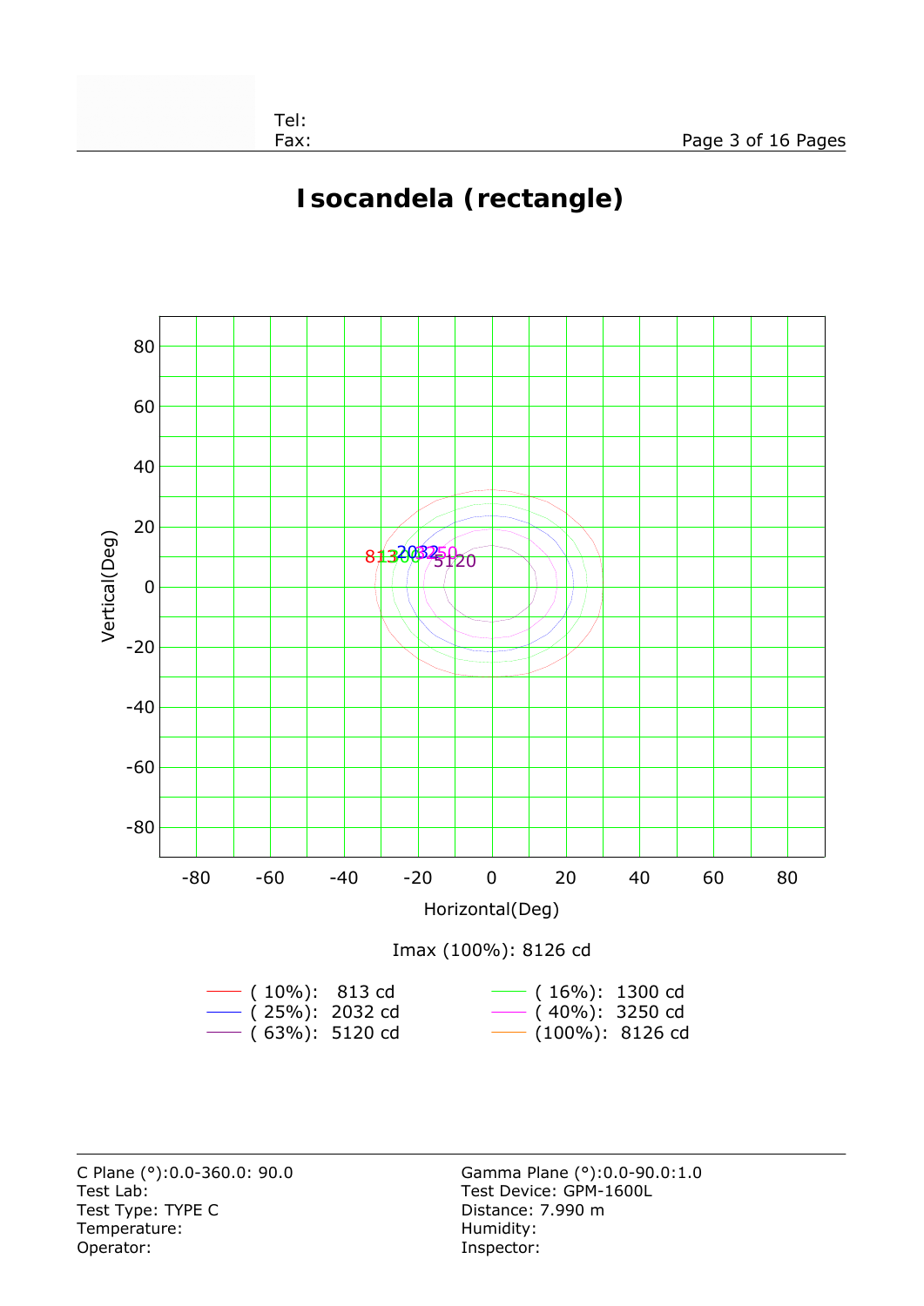# Isocandela (rectangle)

Imax (100%): 8126 cd

| Level | Value | Level | Value |
| --- | --- | --- | --- |
| ( 10%): | 813 cd | ( 16%): | 1300 cd |
| ( 25%): | 2032 cd | ( 40%): | 3250 cd |
| ( 63%): | 5120 cd | (100%): | 8126 cd |

C Plane (°):0.0-360.0: 90.0
Test Lab:
Test Type: TYPE C
Temperature:
Operator:

Gamma Plane (°):0.0-90.0:1.0
Test Device: GPM-1600L
Distance: 7.990 m
Humidity:
Inspector: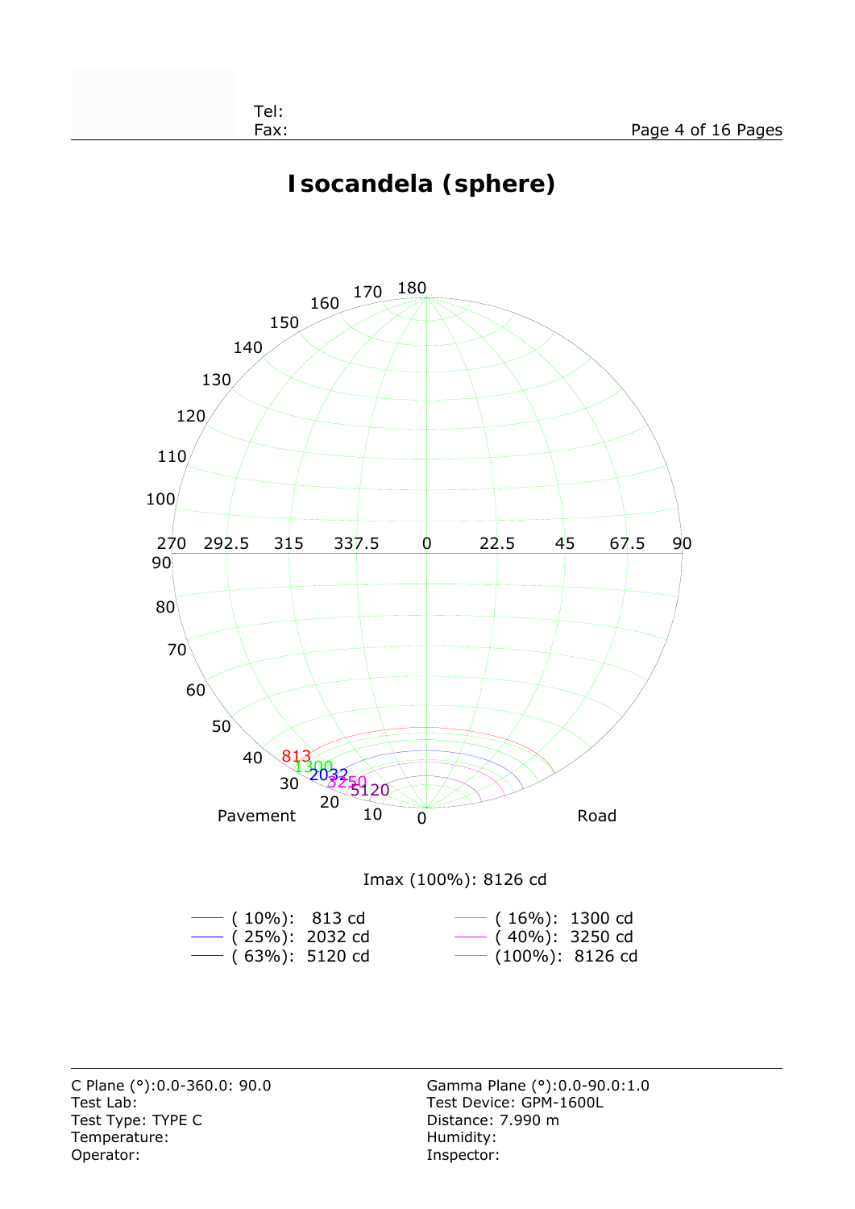# Isocandela (sphere)

Imax (100%): 8126 cd

| | |
|---|---|
| ( 10%): 813 cd | ( 16%): 1300 cd |
| ( 25%): 2032 cd | ( 40%): 3250 cd |
| ( 63%): 5120 cd | (100%): 8126 cd |

C Plane (°):0.0-360.0: 90.0
Test Lab:
Test Type: TYPE C
Temperature:
Operator:

Gamma Plane (°):0.0-90.0:1.0
Test Device: GPM-1600L
Distance: 7.990 m
Humidity:
Inspector: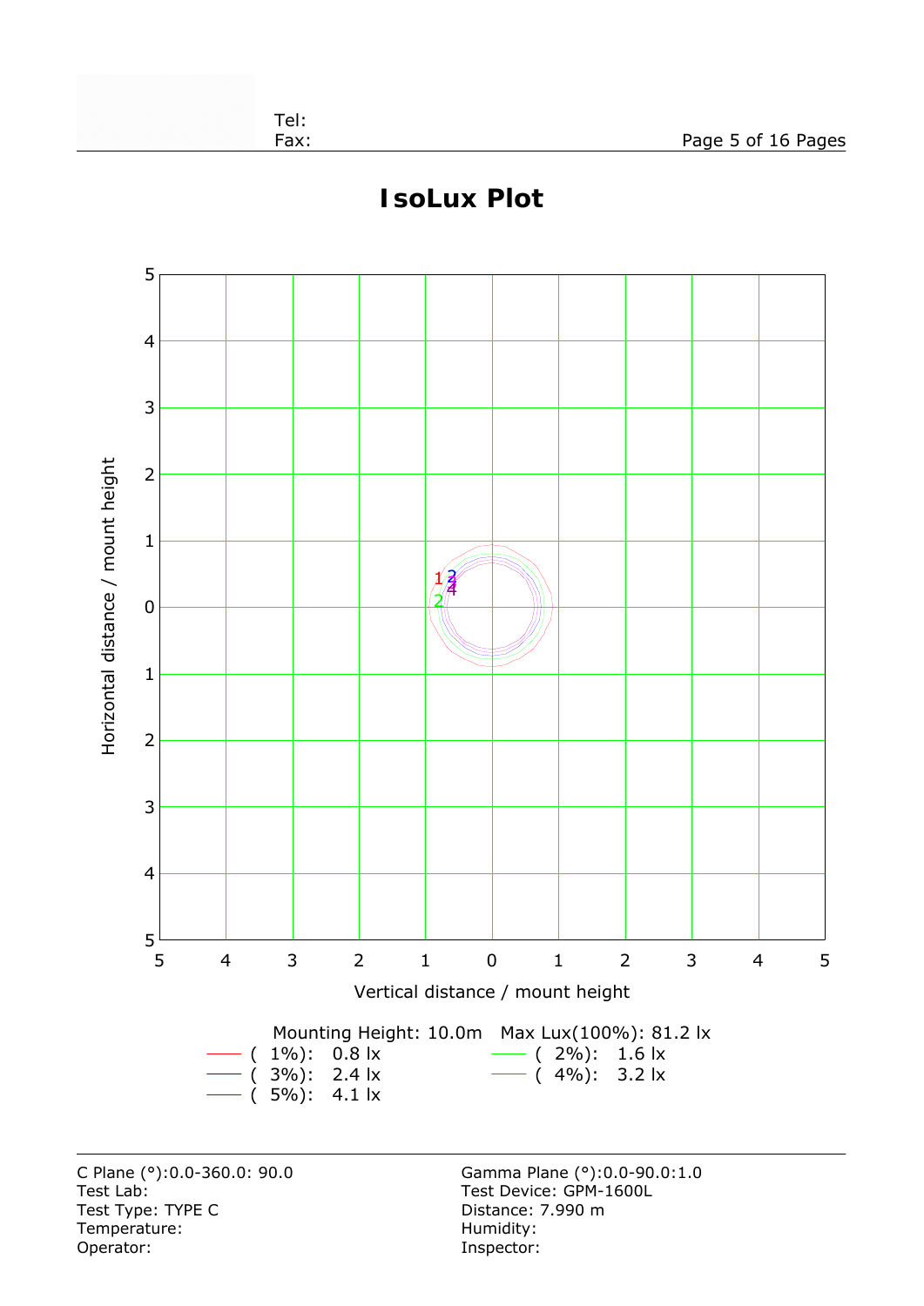# IsoLux Plot

Vertical distance / mount height

Horizontal distance / mount height

Mounting Height: 10.0m Max Lux(100%): 81.2 lx

( 1%): 0.8 lx
( 2%): 1.6 lx
( 3%): 2.4 lx
( 4%): 3.2 lx
( 5%): 4.1 lx

C Plane (°):0.0-360.0: 90.0
Test Lab:
Test Type: TYPE C
Temperature:
Operator:

Gamma Plane (°):0.0-90.0:1.0
Test Device: GPM-1600L
Distance: 7.990 m
Humidity:
Inspector: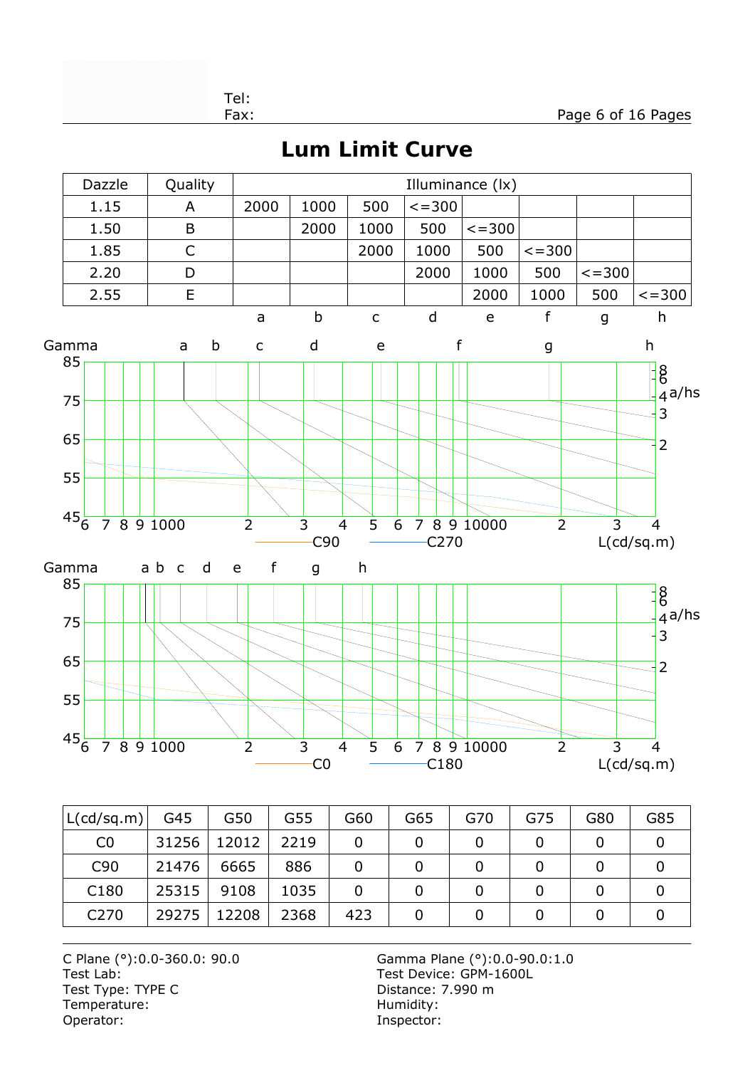Tel:
Fax:

# Lum Limit Curve

| Dazzle | Quality | Illuminance (lx) | | | | | | | |
|---|---|---|---|---|---|---|---|---|---|
| 1.15 | A | 2000 | 1000 | 500 | <=300 | | | | |
| 1.50 | B | | 2000 | 1000 | 500 | <=300 | | | |
| 1.85 | C | | | 2000 | 1000 | 500 | <=300 | | |
| 2.20 | D | | | | 2000 | 1000 | 500 | <=300 | |
| 2.55 | E | | | | | 2000 | 1000 | 500 | <=300 |
| | | a | b | c | d | e | f | g | h |

Gamma a b c d e f g h

85 75 65 55 45

6 7 8 9 1000 2 3 4 5 6 7 8 9 10000 2 3 4

8 6 4 a/hs 3 2

C90 C270 L(cd/sq.m)

Gamma a b c d e f g h

85 75 65 55 45

6 7 8 9 1000 2 3 4 5 6 7 8 9 10000 2 3 4

8 6 4 a/hs 3 2

C0 C180 L(cd/sq.m)

| L(cd/sq.m) | G45 | G50 | G55 | G60 | G65 | G70 | G75 | G80 | G85 |
|---|---|---|---|---|---|---|---|---|---|
| C0 | 31256 | 12012 | 2219 | 0 | 0 | 0 | 0 | 0 | 0 |
| C90 | 21476 | 6665 | 886 | 0 | 0 | 0 | 0 | 0 | 0 |
| C180 | 25315 | 9108 | 1035 | 0 | 0 | 0 | 0 | 0 | 0 |
| C270 | 29275 | 12208 | 2368 | 423 | 0 | 0 | 0 | 0 | 0 |

C Plane (°):0.0-360.0: 90.0
Test Lab:
Test Type: TYPE C
Temperature:
Operator:

Gamma Plane (°):0.0-90.0:1.0
Test Device: GPM-1600L
Distance: 7.990 m
Humidity:
Inspector: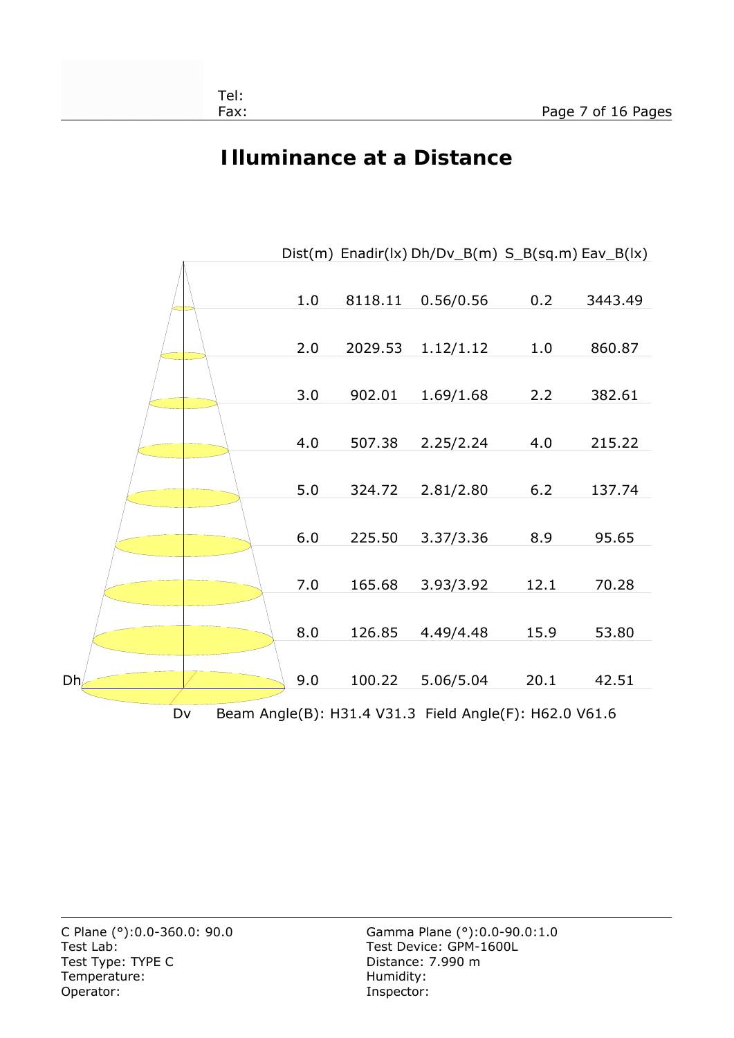# Illuminance at a Distance

| Dist(m) | Enadir(lx) | Dh/Dv_B(m) | S_B(sq.m) | Eav_B(lx) |
|---|---|---|---|---|
| 1.0 | 8118.11 | 0.56/0.56 | 0.2 | 3443.49 |
| 2.0 | 2029.53 | 1.12/1.12 | 1.0 | 860.87 |
| 3.0 | 902.01 | 1.69/1.68 | 2.2 | 382.61 |
| 4.0 | 507.38 | 2.25/2.24 | 4.0 | 215.22 |
| 5.0 | 324.72 | 2.81/2.80 | 6.2 | 137.74 |
| 6.0 | 225.50 | 3.37/3.36 | 8.9 | 95.65 |
| 7.0 | 165.68 | 3.93/3.92 | 12.1 | 70.28 |
| 8.0 | 126.85 | 4.49/4.48 | 15.9 | 53.80 |
| 9.0 | 100.22 | 5.06/5.04 | 20.1 | 42.51 |

Dh

Dv Beam Angle(B): H31.4 V31.3 Field Angle(F): H62.0 V61.6

C Plane (°):0.0-360.0: 90.0
Test Lab:
Test Type: TYPE C
Temperature:
Operator:

Gamma Plane (°):0.0-90.0:1.0
Test Device: GPM-1600L
Distance: 7.990 m
Humidity:
Inspector: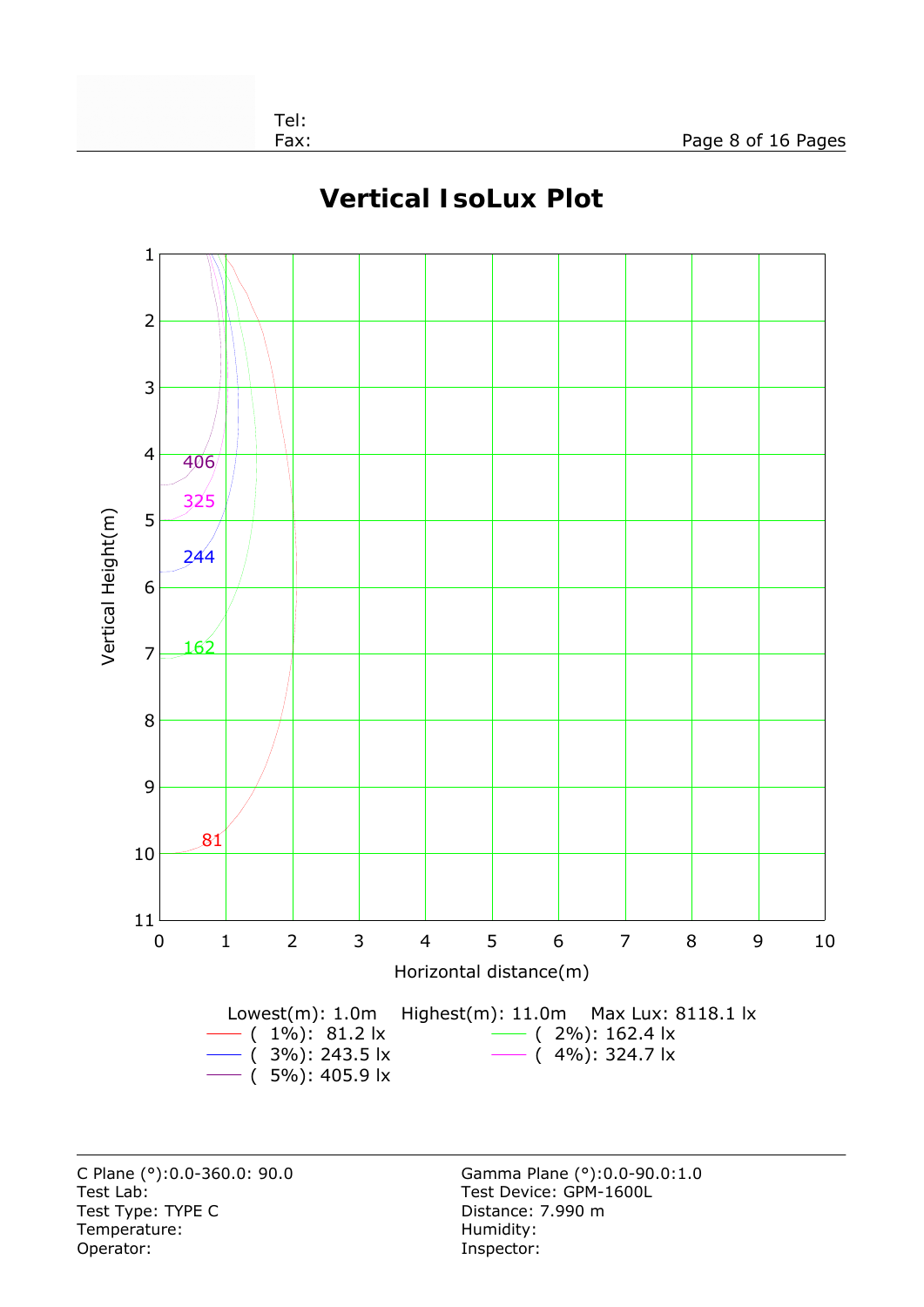Tel:
Fax:

# Vertical IsoLux Plot

Lowest(m): 1.0m Highest(m): 11.0m Max Lux: 8118.1 lx

- ( 1%): 81.2 lx
- ( 2%): 162.4 lx
- ( 3%): 243.5 lx
- ( 4%): 324.7 lx
- ( 5%): 405.9 lx

| | |
|---|---|
| C Plane (°):0.0-360.0: 90.0 | Gamma Plane (°):0.0-90.0:1.0 |
| Test Lab: | Test Device: GPM-1600L |
| Test Type: TYPE C | Distance: 7.990 m |
| Temperature: | Humidity: |
| Operator: | Inspector: |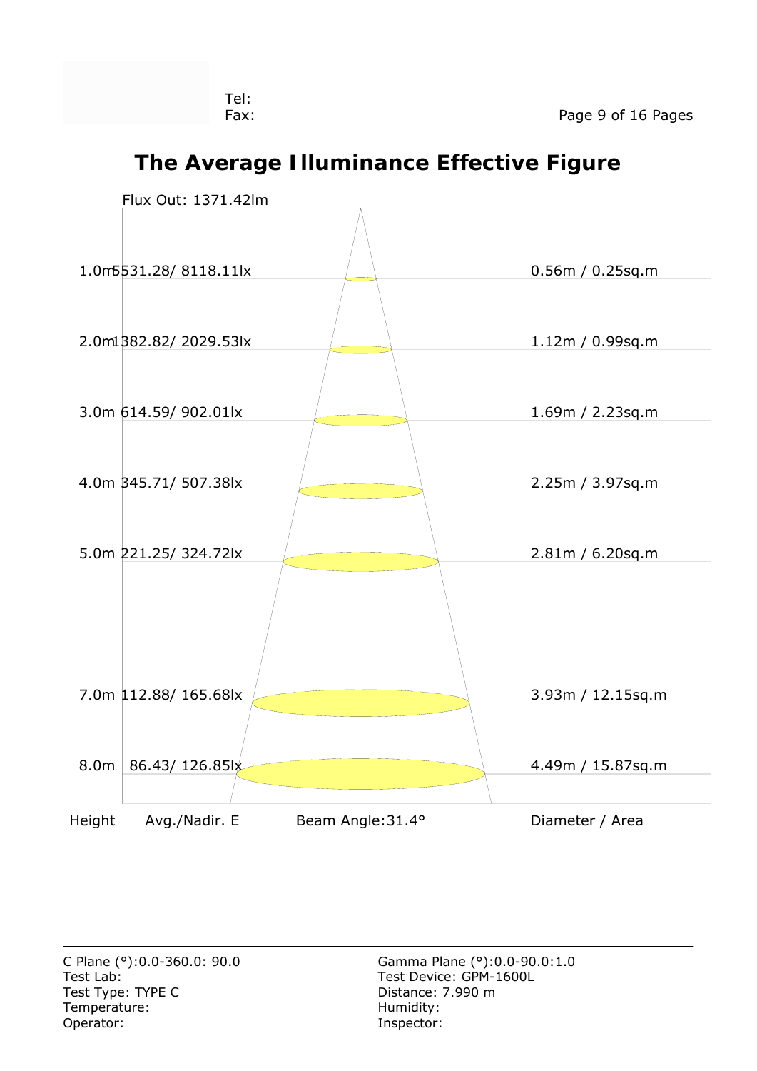# The Average Illuminance Effective Figure

Flux Out: 1371.42lm

| Height | Avg./Nadir. E | Diameter / Area |
|---|---|---|
| 1.0m | 5531.28/ 8118.11lx | 0.56m / 0.25sq.m |
| 2.0m | 1382.82/ 2029.53lx | 1.12m / 0.99sq.m |
| 3.0m | 614.59/ 902.01lx | 1.69m / 2.23sq.m |
| 4.0m | 345.71/ 507.38lx | 2.25m / 3.97sq.m |
| 5.0m | 221.25/ 324.72lx | 2.81m / 6.20sq.m |
| 7.0m | 112.88/ 165.68lx | 3.93m / 12.15sq.m |
| 8.0m | 86.43/ 126.85lx | 4.49m / 15.87sq.m |

Beam Angle:31.4°

C Plane (°):0.0-360.0: 90.0
Test Lab:
Test Type: TYPE C
Temperature:
Operator:

Gamma Plane (°):0.0-90.0:1.0
Test Device: GPM-1600L
Distance: 7.990 m
Humidity:
Inspector: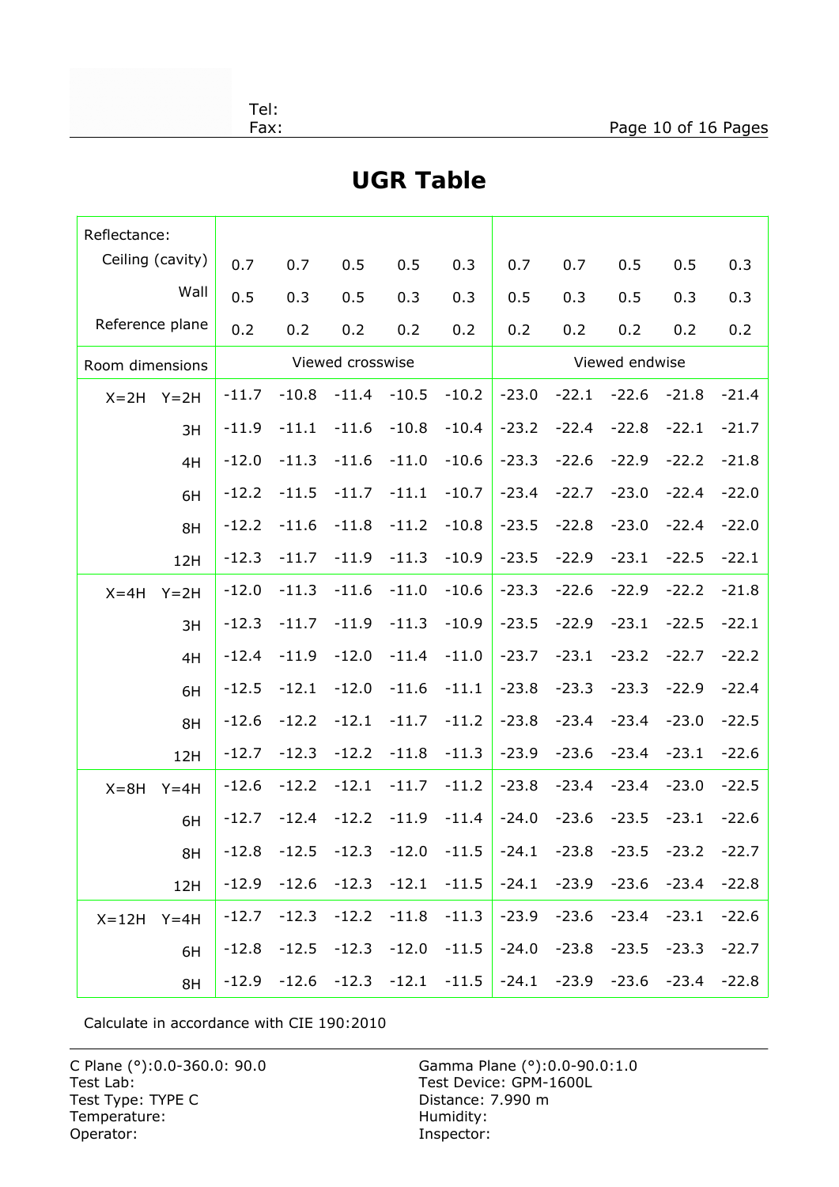Tel:
Fax:

# UGR Table

| Reflectance: | | | | | | | | | | | |
|---|---|---|---|---|---|---|---|---|---|---|---|
| Ceiling (cavity) | | 0.7 | 0.7 | 0.5 | 0.5 | 0.3 | 0.7 | 0.7 | 0.5 | 0.5 | 0.3 |
| Wall | | 0.5 | 0.3 | 0.5 | 0.3 | 0.3 | 0.5 | 0.3 | 0.5 | 0.3 | 0.3 |
| Reference plane | | 0.2 | 0.2 | 0.2 | 0.2 | 0.2 | 0.2 | 0.2 | 0.2 | 0.2 | 0.2 |
| Room dimensions | | Viewed crosswise | | | | | Viewed endwise | | | | |
| X=2H | Y=2H | -11.7 | -10.8 | -11.4 | -10.5 | -10.2 | -23.0 | -22.1 | -22.6 | -21.8 | -21.4 |
| | 3H | -11.9 | -11.1 | -11.6 | -10.8 | -10.4 | -23.2 | -22.4 | -22.8 | -22.1 | -21.7 |
| | 4H | -12.0 | -11.3 | -11.6 | -11.0 | -10.6 | -23.3 | -22.6 | -22.9 | -22.2 | -21.8 |
| | 6H | -12.2 | -11.5 | -11.7 | -11.1 | -10.7 | -23.4 | -22.7 | -23.0 | -22.4 | -22.0 |
| | 8H | -12.2 | -11.6 | -11.8 | -11.2 | -10.8 | -23.5 | -22.8 | -23.0 | -22.4 | -22.0 |
| | 12H | -12.3 | -11.7 | -11.9 | -11.3 | -10.9 | -23.5 | -22.9 | -23.1 | -22.5 | -22.1 |
| X=4H | Y=2H | -12.0 | -11.3 | -11.6 | -11.0 | -10.6 | -23.3 | -22.6 | -22.9 | -22.2 | -21.8 |
| | 3H | -12.3 | -11.7 | -11.9 | -11.3 | -10.9 | -23.5 | -22.9 | -23.1 | -22.5 | -22.1 |
| | 4H | -12.4 | -11.9 | -12.0 | -11.4 | -11.0 | -23.7 | -23.1 | -23.2 | -22.7 | -22.2 |
| | 6H | -12.5 | -12.1 | -12.0 | -11.6 | -11.1 | -23.8 | -23.3 | -23.3 | -22.9 | -22.4 |
| | 8H | -12.6 | -12.2 | -12.1 | -11.7 | -11.2 | -23.8 | -23.4 | -23.4 | -23.0 | -22.5 |
| | 12H | -12.7 | -12.3 | -12.2 | -11.8 | -11.3 | -23.9 | -23.6 | -23.4 | -23.1 | -22.6 |
| X=8H | Y=4H | -12.6 | -12.2 | -12.1 | -11.7 | -11.2 | -23.8 | -23.4 | -23.4 | -23.0 | -22.5 |
| | 6H | -12.7 | -12.4 | -12.2 | -11.9 | -11.4 | -24.0 | -23.6 | -23.5 | -23.1 | -22.6 |
| | 8H | -12.8 | -12.5 | -12.3 | -12.0 | -11.5 | -24.1 | -23.8 | -23.5 | -23.2 | -22.7 |
| | 12H | -12.9 | -12.6 | -12.3 | -12.1 | -11.5 | -24.1 | -23.9 | -23.6 | -23.4 | -22.8 |
| X=12H | Y=4H | -12.7 | -12.3 | -12.2 | -11.8 | -11.3 | -23.9 | -23.6 | -23.4 | -23.1 | -22.6 |
| | 6H | -12.8 | -12.5 | -12.3 | -12.0 | -11.5 | -24.0 | -23.8 | -23.5 | -23.3 | -22.7 |
| | 8H | -12.9 | -12.6 | -12.3 | -12.1 | -11.5 | -24.1 | -23.9 | -23.6 | -23.4 | -22.8 |

Calculate in accordance with CIE 190:2010

C Plane (°):0.0-360.0: 90.0
Test Lab:
Test Type: TYPE C
Temperature:
Operator:

Gamma Plane (°):0.0-90.0:1.0
Test Device: GPM-1600L
Distance: 7.990 m
Humidity:
Inspector: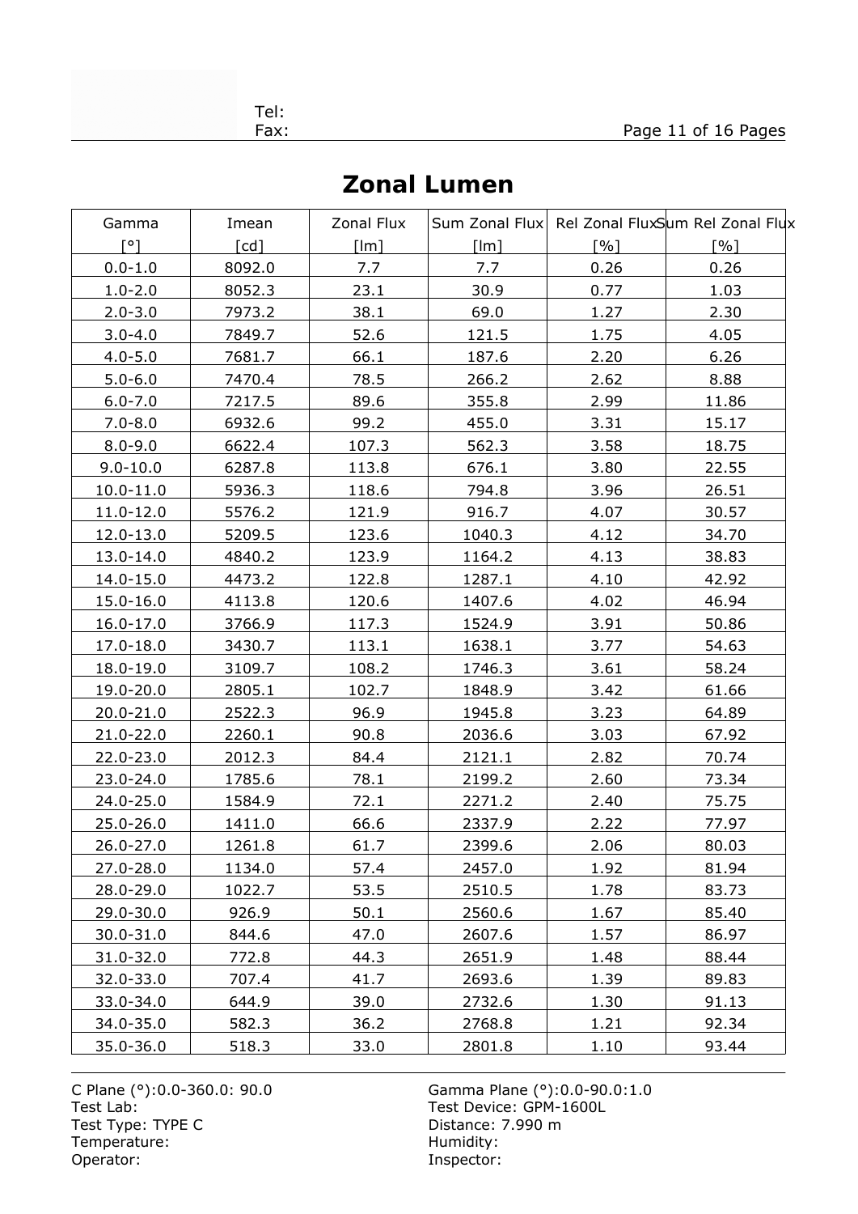# Zonal Lumen

| Gamma [°] | Imean [cd] | Zonal Flux [lm] | Sum Zonal Flux [lm] | Rel Zonal Flux [%] | Sum Rel Zonal Flux [%] |
|---|---|---|---|---|---|
| 0.0-1.0 | 8092.0 | 7.7 | 7.7 | 0.26 | 0.26 |
| 1.0-2.0 | 8052.3 | 23.1 | 30.9 | 0.77 | 1.03 |
| 2.0-3.0 | 7973.2 | 38.1 | 69.0 | 1.27 | 2.30 |
| 3.0-4.0 | 7849.7 | 52.6 | 121.5 | 1.75 | 4.05 |
| 4.0-5.0 | 7681.7 | 66.1 | 187.6 | 2.20 | 6.26 |
| 5.0-6.0 | 7470.4 | 78.5 | 266.2 | 2.62 | 8.88 |
| 6.0-7.0 | 7217.5 | 89.6 | 355.8 | 2.99 | 11.86 |
| 7.0-8.0 | 6932.6 | 99.2 | 455.0 | 3.31 | 15.17 |
| 8.0-9.0 | 6622.4 | 107.3 | 562.3 | 3.58 | 18.75 |
| 9.0-10.0 | 6287.8 | 113.8 | 676.1 | 3.80 | 22.55 |
| 10.0-11.0 | 5936.3 | 118.6 | 794.8 | 3.96 | 26.51 |
| 11.0-12.0 | 5576.2 | 121.9 | 916.7 | 4.07 | 30.57 |
| 12.0-13.0 | 5209.5 | 123.6 | 1040.3 | 4.12 | 34.70 |
| 13.0-14.0 | 4840.2 | 123.9 | 1164.2 | 4.13 | 38.83 |
| 14.0-15.0 | 4473.2 | 122.8 | 1287.1 | 4.10 | 42.92 |
| 15.0-16.0 | 4113.8 | 120.6 | 1407.6 | 4.02 | 46.94 |
| 16.0-17.0 | 3766.9 | 117.3 | 1524.9 | 3.91 | 50.86 |
| 17.0-18.0 | 3430.7 | 113.1 | 1638.1 | 3.77 | 54.63 |
| 18.0-19.0 | 3109.7 | 108.2 | 1746.3 | 3.61 | 58.24 |
| 19.0-20.0 | 2805.1 | 102.7 | 1848.9 | 3.42 | 61.66 |
| 20.0-21.0 | 2522.3 | 96.9 | 1945.8 | 3.23 | 64.89 |
| 21.0-22.0 | 2260.1 | 90.8 | 2036.6 | 3.03 | 67.92 |
| 22.0-23.0 | 2012.3 | 84.4 | 2121.1 | 2.82 | 70.74 |
| 23.0-24.0 | 1785.6 | 78.1 | 2199.2 | 2.60 | 73.34 |
| 24.0-25.0 | 1584.9 | 72.1 | 2271.2 | 2.40 | 75.75 |
| 25.0-26.0 | 1411.0 | 66.6 | 2337.9 | 2.22 | 77.97 |
| 26.0-27.0 | 1261.8 | 61.7 | 2399.6 | 2.06 | 80.03 |
| 27.0-28.0 | 1134.0 | 57.4 | 2457.0 | 1.92 | 81.94 |
| 28.0-29.0 | 1022.7 | 53.5 | 2510.5 | 1.78 | 83.73 |
| 29.0-30.0 | 926.9 | 50.1 | 2560.6 | 1.67 | 85.40 |
| 30.0-31.0 | 844.6 | 47.0 | 2607.6 | 1.57 | 86.97 |
| 31.0-32.0 | 772.8 | 44.3 | 2651.9 | 1.48 | 88.44 |
| 32.0-33.0 | 707.4 | 41.7 | 2693.6 | 1.39 | 89.83 |
| 33.0-34.0 | 644.9 | 39.0 | 2732.6 | 1.30 | 91.13 |
| 34.0-35.0 | 582.3 | 36.2 | 2768.8 | 1.21 | 92.34 |
| 35.0-36.0 | 518.3 | 33.0 | 2801.8 | 1.10 | 93.44 |

C Plane (°):0.0-360.0: 90.0
Test Lab:
Test Type: TYPE C
Temperature:
Operator:

Gamma Plane (°):0.0-90.0:1.0
Test Device: GPM-1600L
Distance: 7.990 m
Humidity:
Inspector: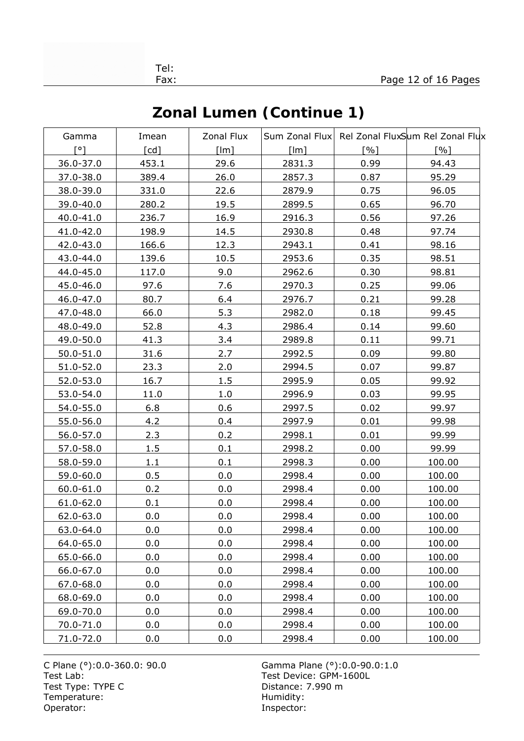# Zonal Lumen (Continue 1)

| Gamma [°] | Imean [cd] | Zonal Flux [lm] | Sum Zonal Flux [lm] | Rel Zonal Flux [%] | Sum Rel Zonal Flux [%] |
|---|---|---|---|---|---|
| 36.0-37.0 | 453.1 | 29.6 | 2831.3 | 0.99 | 94.43 |
| 37.0-38.0 | 389.4 | 26.0 | 2857.3 | 0.87 | 95.29 |
| 38.0-39.0 | 331.0 | 22.6 | 2879.9 | 0.75 | 96.05 |
| 39.0-40.0 | 280.2 | 19.5 | 2899.5 | 0.65 | 96.70 |
| 40.0-41.0 | 236.7 | 16.9 | 2916.3 | 0.56 | 97.26 |
| 41.0-42.0 | 198.9 | 14.5 | 2930.8 | 0.48 | 97.74 |
| 42.0-43.0 | 166.6 | 12.3 | 2943.1 | 0.41 | 98.16 |
| 43.0-44.0 | 139.6 | 10.5 | 2953.6 | 0.35 | 98.51 |
| 44.0-45.0 | 117.0 | 9.0 | 2962.6 | 0.30 | 98.81 |
| 45.0-46.0 | 97.6 | 7.6 | 2970.3 | 0.25 | 99.06 |
| 46.0-47.0 | 80.7 | 6.4 | 2976.7 | 0.21 | 99.28 |
| 47.0-48.0 | 66.0 | 5.3 | 2982.0 | 0.18 | 99.45 |
| 48.0-49.0 | 52.8 | 4.3 | 2986.4 | 0.14 | 99.60 |
| 49.0-50.0 | 41.3 | 3.4 | 2989.8 | 0.11 | 99.71 |
| 50.0-51.0 | 31.6 | 2.7 | 2992.5 | 0.09 | 99.80 |
| 51.0-52.0 | 23.3 | 2.0 | 2994.5 | 0.07 | 99.87 |
| 52.0-53.0 | 16.7 | 1.5 | 2995.9 | 0.05 | 99.92 |
| 53.0-54.0 | 11.0 | 1.0 | 2996.9 | 0.03 | 99.95 |
| 54.0-55.0 | 6.8 | 0.6 | 2997.5 | 0.02 | 99.97 |
| 55.0-56.0 | 4.2 | 0.4 | 2997.9 | 0.01 | 99.98 |
| 56.0-57.0 | 2.3 | 0.2 | 2998.1 | 0.01 | 99.99 |
| 57.0-58.0 | 1.5 | 0.1 | 2998.2 | 0.00 | 99.99 |
| 58.0-59.0 | 1.1 | 0.1 | 2998.3 | 0.00 | 100.00 |
| 59.0-60.0 | 0.5 | 0.0 | 2998.4 | 0.00 | 100.00 |
| 60.0-61.0 | 0.2 | 0.0 | 2998.4 | 0.00 | 100.00 |
| 61.0-62.0 | 0.1 | 0.0 | 2998.4 | 0.00 | 100.00 |
| 62.0-63.0 | 0.0 | 0.0 | 2998.4 | 0.00 | 100.00 |
| 63.0-64.0 | 0.0 | 0.0 | 2998.4 | 0.00 | 100.00 |
| 64.0-65.0 | 0.0 | 0.0 | 2998.4 | 0.00 | 100.00 |
| 65.0-66.0 | 0.0 | 0.0 | 2998.4 | 0.00 | 100.00 |
| 66.0-67.0 | 0.0 | 0.0 | 2998.4 | 0.00 | 100.00 |
| 67.0-68.0 | 0.0 | 0.0 | 2998.4 | 0.00 | 100.00 |
| 68.0-69.0 | 0.0 | 0.0 | 2998.4 | 0.00 | 100.00 |
| 69.0-70.0 | 0.0 | 0.0 | 2998.4 | 0.00 | 100.00 |
| 70.0-71.0 | 0.0 | 0.0 | 2998.4 | 0.00 | 100.00 |
| 71.0-72.0 | 0.0 | 0.0 | 2998.4 | 0.00 | 100.00 |

C Plane (°):0.0-360.0: 90.0
Test Lab:
Test Type: TYPE C
Temperature:
Operator:

Gamma Plane (°):0.0-90.0:1.0
Test Device: GPM-1600L
Distance: 7.990 m
Humidity:
Inspector: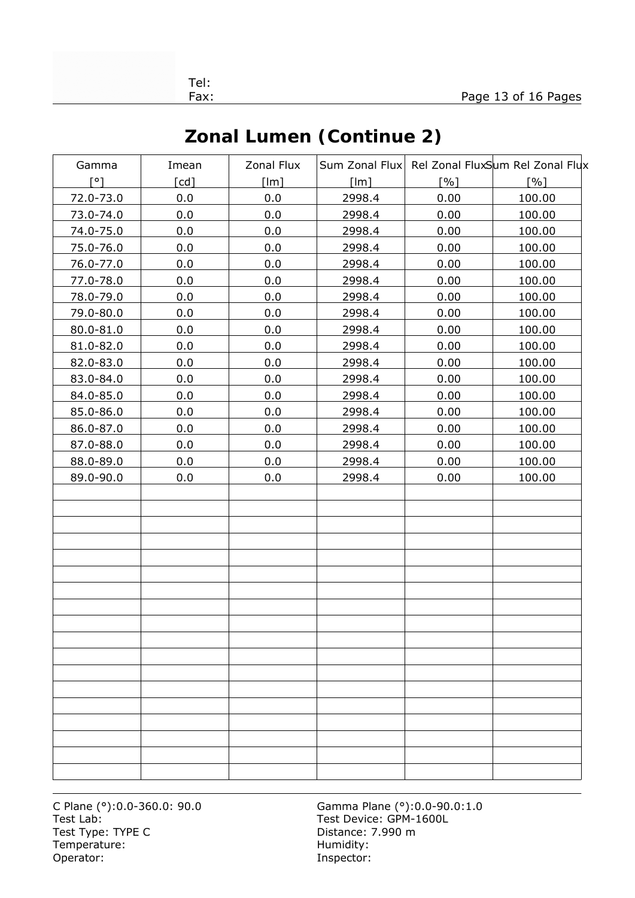Tel:
Fax:

# Zonal Lumen (Continue 2)

| Gamma [°] | Imean [cd] | Zonal Flux [lm] | Sum Zonal Flux [lm] | Rel Zonal Flux [%] | Sum Rel Zonal Flux [%] |
|---|---|---|---|---|---|
| 72.0-73.0 | 0.0 | 0.0 | 2998.4 | 0.00 | 100.00 |
| 73.0-74.0 | 0.0 | 0.0 | 2998.4 | 0.00 | 100.00 |
| 74.0-75.0 | 0.0 | 0.0 | 2998.4 | 0.00 | 100.00 |
| 75.0-76.0 | 0.0 | 0.0 | 2998.4 | 0.00 | 100.00 |
| 76.0-77.0 | 0.0 | 0.0 | 2998.4 | 0.00 | 100.00 |
| 77.0-78.0 | 0.0 | 0.0 | 2998.4 | 0.00 | 100.00 |
| 78.0-79.0 | 0.0 | 0.0 | 2998.4 | 0.00 | 100.00 |
| 79.0-80.0 | 0.0 | 0.0 | 2998.4 | 0.00 | 100.00 |
| 80.0-81.0 | 0.0 | 0.0 | 2998.4 | 0.00 | 100.00 |
| 81.0-82.0 | 0.0 | 0.0 | 2998.4 | 0.00 | 100.00 |
| 82.0-83.0 | 0.0 | 0.0 | 2998.4 | 0.00 | 100.00 |
| 83.0-84.0 | 0.0 | 0.0 | 2998.4 | 0.00 | 100.00 |
| 84.0-85.0 | 0.0 | 0.0 | 2998.4 | 0.00 | 100.00 |
| 85.0-86.0 | 0.0 | 0.0 | 2998.4 | 0.00 | 100.00 |
| 86.0-87.0 | 0.0 | 0.0 | 2998.4 | 0.00 | 100.00 |
| 87.0-88.0 | 0.0 | 0.0 | 2998.4 | 0.00 | 100.00 |
| 88.0-89.0 | 0.0 | 0.0 | 2998.4 | 0.00 | 100.00 |
| 89.0-90.0 | 0.0 | 0.0 | 2998.4 | 0.00 | 100.00 |

C Plane (°):0.0-360.0: 90.0
Test Lab:
Test Type: TYPE C
Temperature:
Operator:

Gamma Plane (°):0.0-90.0:1.0
Test Device: GPM-1600L
Distance: 7.990 m
Humidity:
Inspector: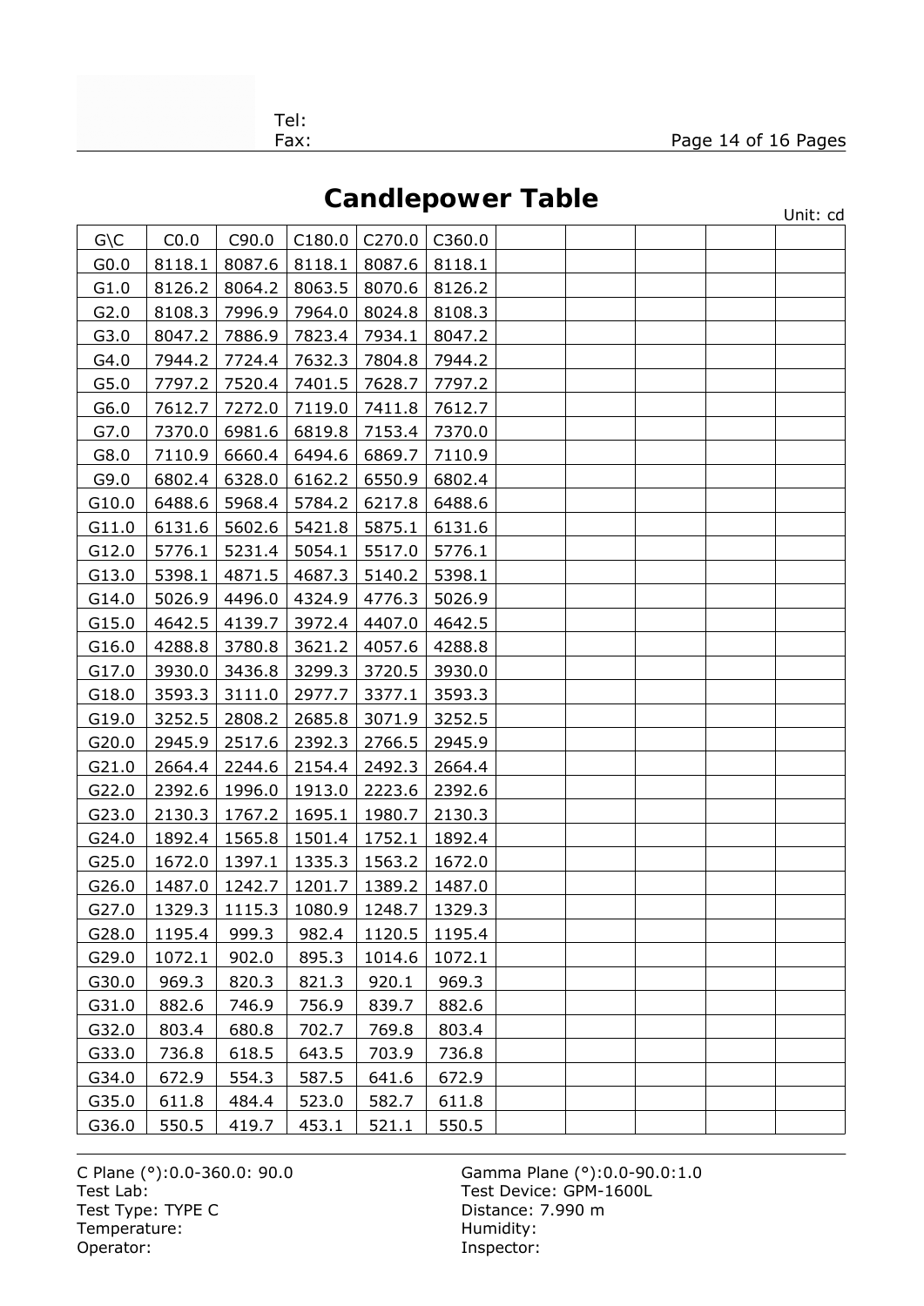# Candlepower Table

Unit: cd

| G\C | C0.0 | C90.0 | C180.0 | C270.0 | C360.0 | | | | | |
|---|---|---|---|---|---|---|---|---|---|---|
| G0.0 | 8118.1 | 8087.6 | 8118.1 | 8087.6 | 8118.1 | | | | | |
| G1.0 | 8126.2 | 8064.2 | 8063.5 | 8070.6 | 8126.2 | | | | | |
| G2.0 | 8108.3 | 7996.9 | 7964.0 | 8024.8 | 8108.3 | | | | | |
| G3.0 | 8047.2 | 7886.9 | 7823.4 | 7934.1 | 8047.2 | | | | | |
| G4.0 | 7944.2 | 7724.4 | 7632.3 | 7804.8 | 7944.2 | | | | | |
| G5.0 | 7797.2 | 7520.4 | 7401.5 | 7628.7 | 7797.2 | | | | | |
| G6.0 | 7612.7 | 7272.0 | 7119.0 | 7411.8 | 7612.7 | | | | | |
| G7.0 | 7370.0 | 6981.6 | 6819.8 | 7153.4 | 7370.0 | | | | | |
| G8.0 | 7110.9 | 6660.4 | 6494.6 | 6869.7 | 7110.9 | | | | | |
| G9.0 | 6802.4 | 6328.0 | 6162.2 | 6550.9 | 6802.4 | | | | | |
| G10.0 | 6488.6 | 5968.4 | 5784.2 | 6217.8 | 6488.6 | | | | | |
| G11.0 | 6131.6 | 5602.6 | 5421.8 | 5875.1 | 6131.6 | | | | | |
| G12.0 | 5776.1 | 5231.4 | 5054.1 | 5517.0 | 5776.1 | | | | | |
| G13.0 | 5398.1 | 4871.5 | 4687.3 | 5140.2 | 5398.1 | | | | | |
| G14.0 | 5026.9 | 4496.0 | 4324.9 | 4776.3 | 5026.9 | | | | | |
| G15.0 | 4642.5 | 4139.7 | 3972.4 | 4407.0 | 4642.5 | | | | | |
| G16.0 | 4288.8 | 3780.8 | 3621.2 | 4057.6 | 4288.8 | | | | | |
| G17.0 | 3930.0 | 3436.8 | 3299.3 | 3720.5 | 3930.0 | | | | | |
| G18.0 | 3593.3 | 3111.0 | 2977.7 | 3377.1 | 3593.3 | | | | | |
| G19.0 | 3252.5 | 2808.2 | 2685.8 | 3071.9 | 3252.5 | | | | | |
| G20.0 | 2945.9 | 2517.6 | 2392.3 | 2766.5 | 2945.9 | | | | | |
| G21.0 | 2664.4 | 2244.6 | 2154.4 | 2492.3 | 2664.4 | | | | | |
| G22.0 | 2392.6 | 1996.0 | 1913.0 | 2223.6 | 2392.6 | | | | | |
| G23.0 | 2130.3 | 1767.2 | 1695.1 | 1980.7 | 2130.3 | | | | | |
| G24.0 | 1892.4 | 1565.8 | 1501.4 | 1752.1 | 1892.4 | | | | | |
| G25.0 | 1672.0 | 1397.1 | 1335.3 | 1563.2 | 1672.0 | | | | | |
| G26.0 | 1487.0 | 1242.7 | 1201.7 | 1389.2 | 1487.0 | | | | | |
| G27.0 | 1329.3 | 1115.3 | 1080.9 | 1248.7 | 1329.3 | | | | | |
| G28.0 | 1195.4 | 999.3 | 982.4 | 1120.5 | 1195.4 | | | | | |
| G29.0 | 1072.1 | 902.0 | 895.3 | 1014.6 | 1072.1 | | | | | |
| G30.0 | 969.3 | 820.3 | 821.3 | 920.1 | 969.3 | | | | | |
| G31.0 | 882.6 | 746.9 | 756.9 | 839.7 | 882.6 | | | | | |
| G32.0 | 803.4 | 680.8 | 702.7 | 769.8 | 803.4 | | | | | |
| G33.0 | 736.8 | 618.5 | 643.5 | 703.9 | 736.8 | | | | | |
| G34.0 | 672.9 | 554.3 | 587.5 | 641.6 | 672.9 | | | | | |
| G35.0 | 611.8 | 484.4 | 523.0 | 582.7 | 611.8 | | | | | |
| G36.0 | 550.5 | 419.7 | 453.1 | 521.1 | 550.5 | | | | | |

C Plane (°):0.0-360.0: 90.0
Gamma Plane (°):0.0-90.0:1.0
Test Lab:
Test Device: GPM-1600L
Test Type: TYPE C
Distance: 7.990 m
Temperature:
Humidity:
Operator:
Inspector: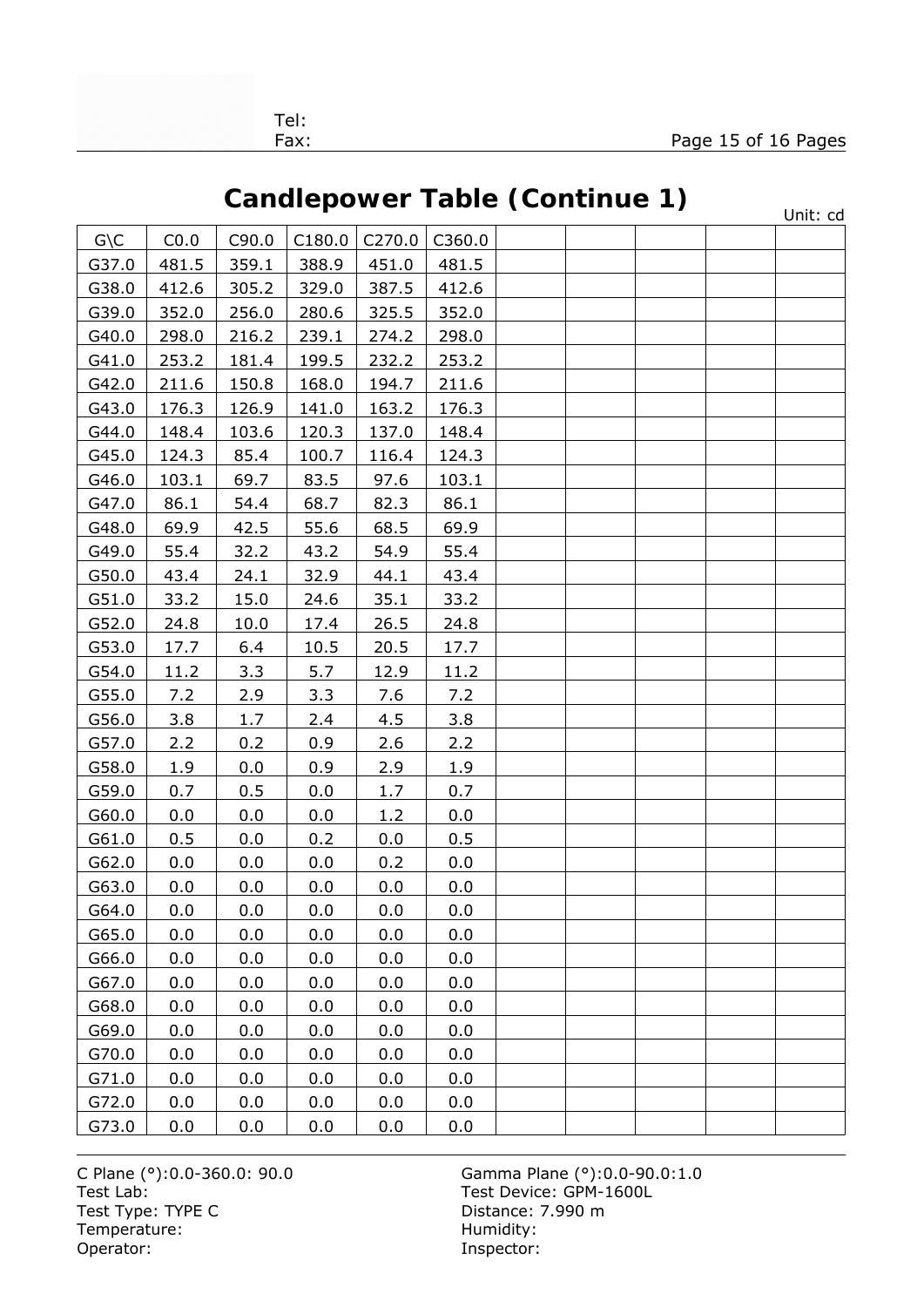Tel:
Fax:

# Candlepower Table (Continue 1)

Unit: cd

| G\C | C0.0 | C90.0 | C180.0 | C270.0 | C360.0 | | | | | |
|---|---|---|---|---|---|---|---|---|---|---|
| G37.0 | 481.5 | 359.1 | 388.9 | 451.0 | 481.5 | | | | | |
| G38.0 | 412.6 | 305.2 | 329.0 | 387.5 | 412.6 | | | | | |
| G39.0 | 352.0 | 256.0 | 280.6 | 325.5 | 352.0 | | | | | |
| G40.0 | 298.0 | 216.2 | 239.1 | 274.2 | 298.0 | | | | | |
| G41.0 | 253.2 | 181.4 | 199.5 | 232.2 | 253.2 | | | | | |
| G42.0 | 211.6 | 150.8 | 168.0 | 194.7 | 211.6 | | | | | |
| G43.0 | 176.3 | 126.9 | 141.0 | 163.2 | 176.3 | | | | | |
| G44.0 | 148.4 | 103.6 | 120.3 | 137.0 | 148.4 | | | | | |
| G45.0 | 124.3 | 85.4 | 100.7 | 116.4 | 124.3 | | | | | |
| G46.0 | 103.1 | 69.7 | 83.5 | 97.6 | 103.1 | | | | | |
| G47.0 | 86.1 | 54.4 | 68.7 | 82.3 | 86.1 | | | | | |
| G48.0 | 69.9 | 42.5 | 55.6 | 68.5 | 69.9 | | | | | |
| G49.0 | 55.4 | 32.2 | 43.2 | 54.9 | 55.4 | | | | | |
| G50.0 | 43.4 | 24.1 | 32.9 | 44.1 | 43.4 | | | | | |
| G51.0 | 33.2 | 15.0 | 24.6 | 35.1 | 33.2 | | | | | |
| G52.0 | 24.8 | 10.0 | 17.4 | 26.5 | 24.8 | | | | | |
| G53.0 | 17.7 | 6.4 | 10.5 | 20.5 | 17.7 | | | | | |
| G54.0 | 11.2 | 3.3 | 5.7 | 12.9 | 11.2 | | | | | |
| G55.0 | 7.2 | 2.9 | 3.3 | 7.6 | 7.2 | | | | | |
| G56.0 | 3.8 | 1.7 | 2.4 | 4.5 | 3.8 | | | | | |
| G57.0 | 2.2 | 0.2 | 0.9 | 2.6 | 2.2 | | | | | |
| G58.0 | 1.9 | 0.0 | 0.9 | 2.9 | 1.9 | | | | | |
| G59.0 | 0.7 | 0.5 | 0.0 | 1.7 | 0.7 | | | | | |
| G60.0 | 0.0 | 0.0 | 0.0 | 1.2 | 0.0 | | | | | |
| G61.0 | 0.5 | 0.0 | 0.2 | 0.0 | 0.5 | | | | | |
| G62.0 | 0.0 | 0.0 | 0.0 | 0.2 | 0.0 | | | | | |
| G63.0 | 0.0 | 0.0 | 0.0 | 0.0 | 0.0 | | | | | |
| G64.0 | 0.0 | 0.0 | 0.0 | 0.0 | 0.0 | | | | | |
| G65.0 | 0.0 | 0.0 | 0.0 | 0.0 | 0.0 | | | | | |
| G66.0 | 0.0 | 0.0 | 0.0 | 0.0 | 0.0 | | | | | |
| G67.0 | 0.0 | 0.0 | 0.0 | 0.0 | 0.0 | | | | | |
| G68.0 | 0.0 | 0.0 | 0.0 | 0.0 | 0.0 | | | | | |
| G69.0 | 0.0 | 0.0 | 0.0 | 0.0 | 0.0 | | | | | |
| G70.0 | 0.0 | 0.0 | 0.0 | 0.0 | 0.0 | | | | | |
| G71.0 | 0.0 | 0.0 | 0.0 | 0.0 | 0.0 | | | | | |
| G72.0 | 0.0 | 0.0 | 0.0 | 0.0 | 0.0 | | | | | |
| G73.0 | 0.0 | 0.0 | 0.0 | 0.0 | 0.0 | | | | | |

C Plane (°):0.0-360.0: 90.0
Gamma Plane (°):0.0-90.0:1.0
Test Lab:
Test Device: GPM-1600L
Test Type: TYPE C
Distance: 7.990 m
Temperature:
Humidity:
Operator:
Inspector: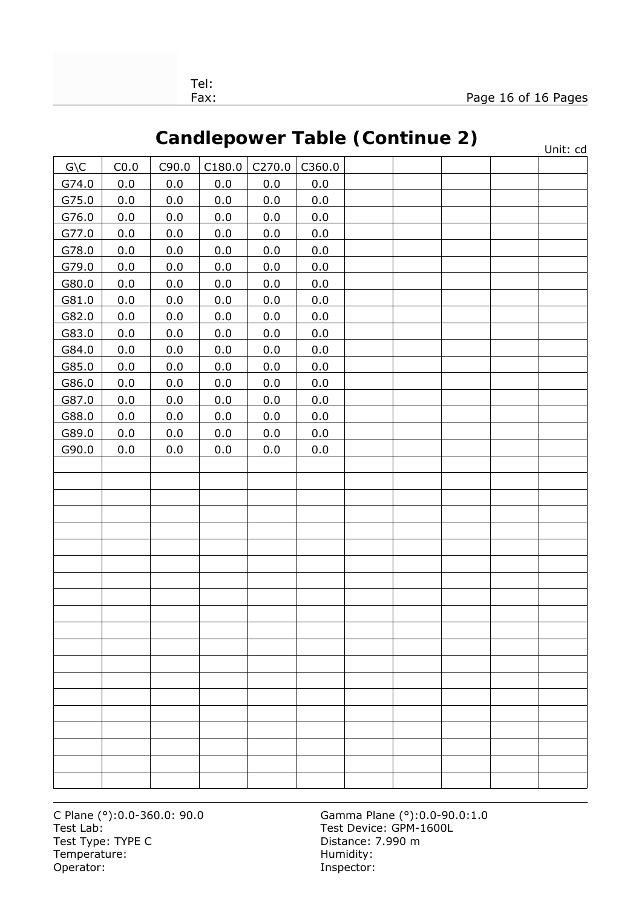## Candlepower Table (Continue 2)

Unit: cd

| G\C | C0.0 | C90.0 | C180.0 | C270.0 | C360.0 |
|---|---|---|---|---|---|
| G74.0 | 0.0 | 0.0 | 0.0 | 0.0 | 0.0 |
| G75.0 | 0.0 | 0.0 | 0.0 | 0.0 | 0.0 |
| G76.0 | 0.0 | 0.0 | 0.0 | 0.0 | 0.0 |
| G77.0 | 0.0 | 0.0 | 0.0 | 0.0 | 0.0 |
| G78.0 | 0.0 | 0.0 | 0.0 | 0.0 | 0.0 |
| G79.0 | 0.0 | 0.0 | 0.0 | 0.0 | 0.0 |
| G80.0 | 0.0 | 0.0 | 0.0 | 0.0 | 0.0 |
| G81.0 | 0.0 | 0.0 | 0.0 | 0.0 | 0.0 |
| G82.0 | 0.0 | 0.0 | 0.0 | 0.0 | 0.0 |
| G83.0 | 0.0 | 0.0 | 0.0 | 0.0 | 0.0 |
| G84.0 | 0.0 | 0.0 | 0.0 | 0.0 | 0.0 |
| G85.0 | 0.0 | 0.0 | 0.0 | 0.0 | 0.0 |
| G86.0 | 0.0 | 0.0 | 0.0 | 0.0 | 0.0 |
| G87.0 | 0.0 | 0.0 | 0.0 | 0.0 | 0.0 |
| G88.0 | 0.0 | 0.0 | 0.0 | 0.0 | 0.0 |
| G89.0 | 0.0 | 0.0 | 0.0 | 0.0 | 0.0 |
| G90.0 | 0.0 | 0.0 | 0.0 | 0.0 | 0.0 |

C Plane (°):0.0-360.0: 90.0
Gamma Plane (°):0.0-90.0:1.0
Test Lab:
Test Device: GPM-1600L
Test Type: TYPE C
Distance: 7.990 m
Temperature:
Humidity:
Operator:
Inspector: